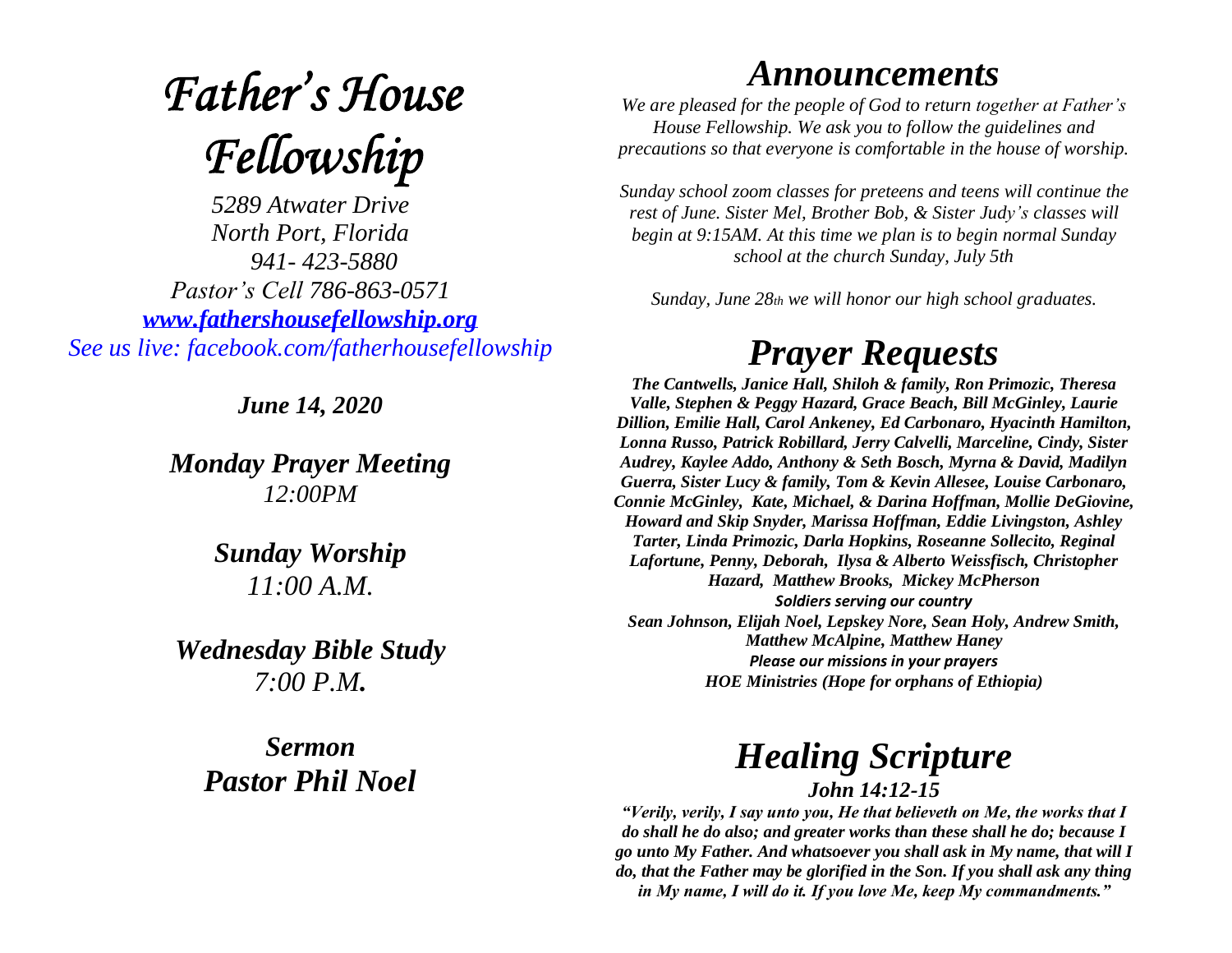# *Father's House Fellowship*

*5289 Atwater Drive*
*North Port, Florida*
*941- 423-5880*
*Pastor's Cell 786-863-0571*
*[www.fathershousefellowship.org](http://www.fathershousefellowship.org)*
*See us live: facebook.com/fatherhousefellowship*

***June 14, 2020***

***Monday Prayer Meeting***
*12:00PM*

***Sunday Worship***
*11:00 A.M.*

***Wednesday Bible Study***
*7:00 P.M.*

***Sermon***
***Pastor Phil Noel***

## *Announcements*

*We are pleased for the people of God to return together at Father's House Fellowship. We ask you to follow the guidelines and precautions so that everyone is comfortable in the house of worship.*

*Sunday school zoom classes for preteens and teens will continue the rest of June. Sister Mel, Brother Bob, & Sister Judy's classes will begin at 9:15AM. At this time we plan is to begin normal Sunday school at the church Sunday, July 5th*

*Sunday, June 28th we will honor our high school graduates.*

## *Prayer Requests*

***The Cantwells, Janice Hall, Shiloh & family, Ron Primozic, Theresa Valle, Stephen & Peggy Hazard, Grace Beach, Bill McGinley, Laurie Dillion, Emilie Hall, Carol Ankeney, Ed Carbonaro, Hyacinth Hamilton, Lonna Russo, Patrick Robillard, Jerry Calvelli, Marceline, Cindy, Sister Audrey, Kaylee Addo, Anthony & Seth Bosch, Myrna & David, Madilyn Guerra, Sister Lucy & family, Tom & Kevin Allesee, Louise Carbonaro, Connie McGinley, Kate, Michael, & Darina Hoffman, Mollie DeGiovine, Howard and Skip Snyder, Marissa Hoffman, Eddie Livingston, Ashley Tarter, Linda Primozic, Darla Hopkins, Roseanne Sollecito, Reginal Lafortune, Penny, Deborah, Ilysa & Alberto Weissfisch, Christopher Hazard, Matthew Brooks, Mickey McPherson***

***Soldiers serving our country***

***Sean Johnson, Elijah Noel, Lepskey Nore, Sean Holy, Andrew Smith, Matthew McAlpine, Matthew Haney***

***Please our missions in your prayers***

***HOE Ministries (Hope for orphans of Ethiopia)***

## *Healing Scripture*

***John 14:12-15***

***"Verily, verily, I say unto you, He that believeth on Me, the works that I do shall he do also; and greater works than these shall he do; because I go unto My Father. And whatsoever you shall ask in My name, that will I do, that the Father may be glorified in the Son. If you shall ask any thing in My name, I will do it. If you love Me, keep My commandments."***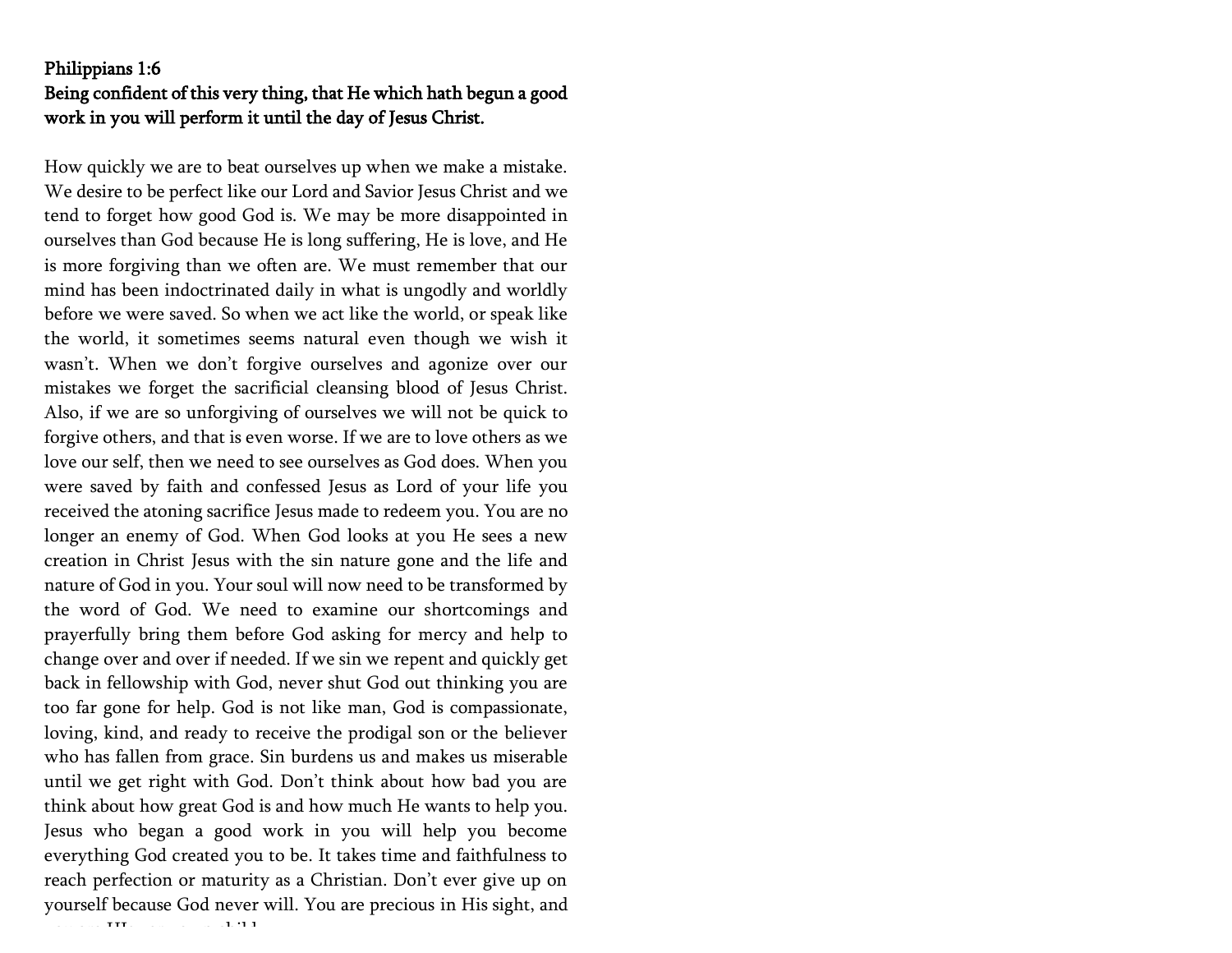**Philippians 1:6**
**Being confident of this very thing, that He which hath begun a good work in you will perform it until the day of Jesus Christ.**

How quickly we are to beat ourselves up when we make a mistake. We desire to be perfect like our Lord and Savior Jesus Christ and we tend to forget how good God is. We may be more disappointed in ourselves than God because He is long suffering, He is love, and He is more forgiving than we often are. We must remember that our mind has been indoctrinated daily in what is ungodly and worldly before we were saved. So when we act like the world, or speak like the world, it sometimes seems natural even though we wish it wasn't. When we don't forgive ourselves and agonize over our mistakes we forget the sacrificial cleansing blood of Jesus Christ. Also, if we are so unforgiving of ourselves we will not be quick to forgive others, and that is even worse. If we are to love others as we love our self, then we need to see ourselves as God does. When you were saved by faith and confessed Jesus as Lord of your life you received the atoning sacrifice Jesus made to redeem you. You are no longer an enemy of God. When God looks at you He sees a new creation in Christ Jesus with the sin nature gone and the life and nature of God in you. Your soul will now need to be transformed by the word of God. We need to examine our shortcomings and prayerfully bring them before God asking for mercy and help to change over and over if needed. If we sin we repent and quickly get back in fellowship with God, never shut God out thinking you are too far gone for help. God is not like man, God is compassionate, loving, kind, and ready to receive the prodigal son or the believer who has fallen from grace. Sin burdens us and makes us miserable until we get right with God. Don't think about how bad you are think about how great God is and how much He wants to help you. Jesus who began a good work in you will help you become everything God created you to be. It takes time and faithfulness to reach perfection or maturity as a Christian. Don't ever give up on yourself because God never will. You are precious in His sight, and